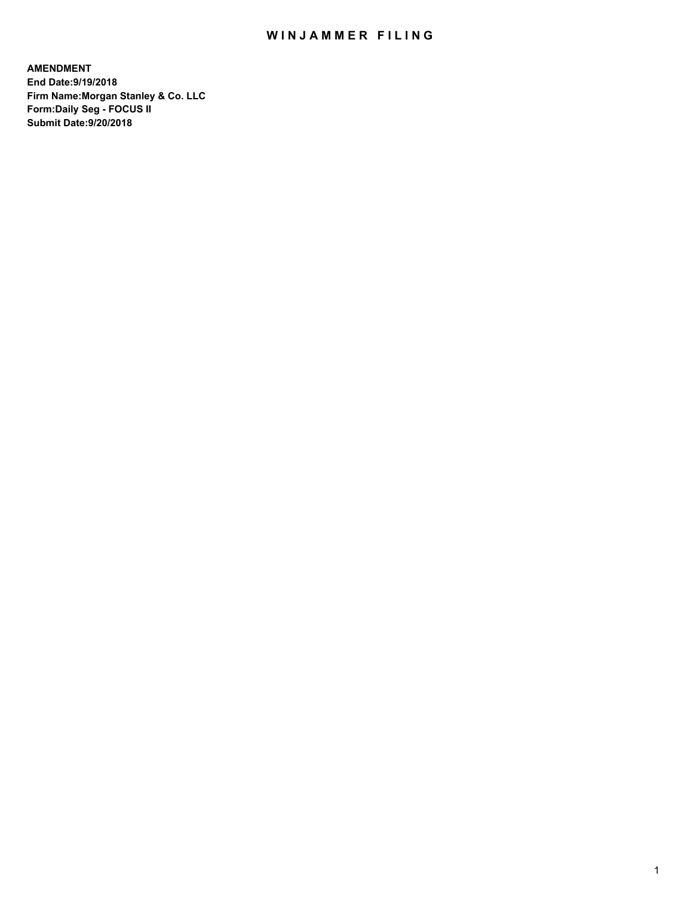# WINJAMMER FILING

**AMENDMENT**
**End Date:9/19/2018**
**Firm Name:Morgan Stanley & Co. LLC**
**Form:Daily Seg - FOCUS II**
**Submit Date:9/20/2018**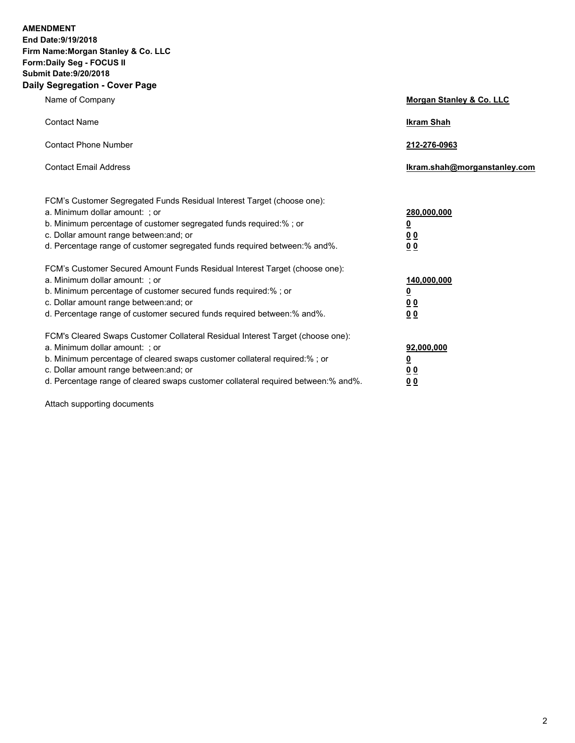**AMENDMENT**
**End Date:9/19/2018**
**Firm Name:Morgan Stanley & Co. LLC**
**Form:Daily Seg - FOCUS II**
**Submit Date:9/20/2018**

## Daily Segregation - Cover Page

| | |
|---|---|
| Name of Company | **Morgan Stanley & Co. LLC** |
| Contact Name | **Ikram Shah** |
| Contact Phone Number | **212-276-0963** |
| Contact Email Address | **Ikram.shah@morganstanley.com** |

| | |
|---|---|
| FCM's Customer Segregated Funds Residual Interest Target (choose one): | |
| a. Minimum dollar amount: ; or | **280,000,000** |
| b. Minimum percentage of customer segregated funds required:% ; or | **0** |
| c. Dollar amount range between:and; or | **0 0** |
| d. Percentage range of customer segregated funds required between:% and%. | **0 0** |
| FCM's Customer Secured Amount Funds Residual Interest Target (choose one): | |
| a. Minimum dollar amount: ; or | **140,000,000** |
| b. Minimum percentage of customer secured funds required:% ; or | **0** |
| c. Dollar amount range between:and; or | **0 0** |
| d. Percentage range of customer secured funds required between:% and%. | **0 0** |
| FCM's Cleared Swaps Customer Collateral Residual Interest Target (choose one): | |
| a. Minimum dollar amount: ; or | **92,000,000** |
| b. Minimum percentage of cleared swaps customer collateral required:% ; or | **0** |
| c. Dollar amount range between:and; or | **0 0** |
| d. Percentage range of cleared swaps customer collateral required between:% and%. | **0 0** |

Attach supporting documents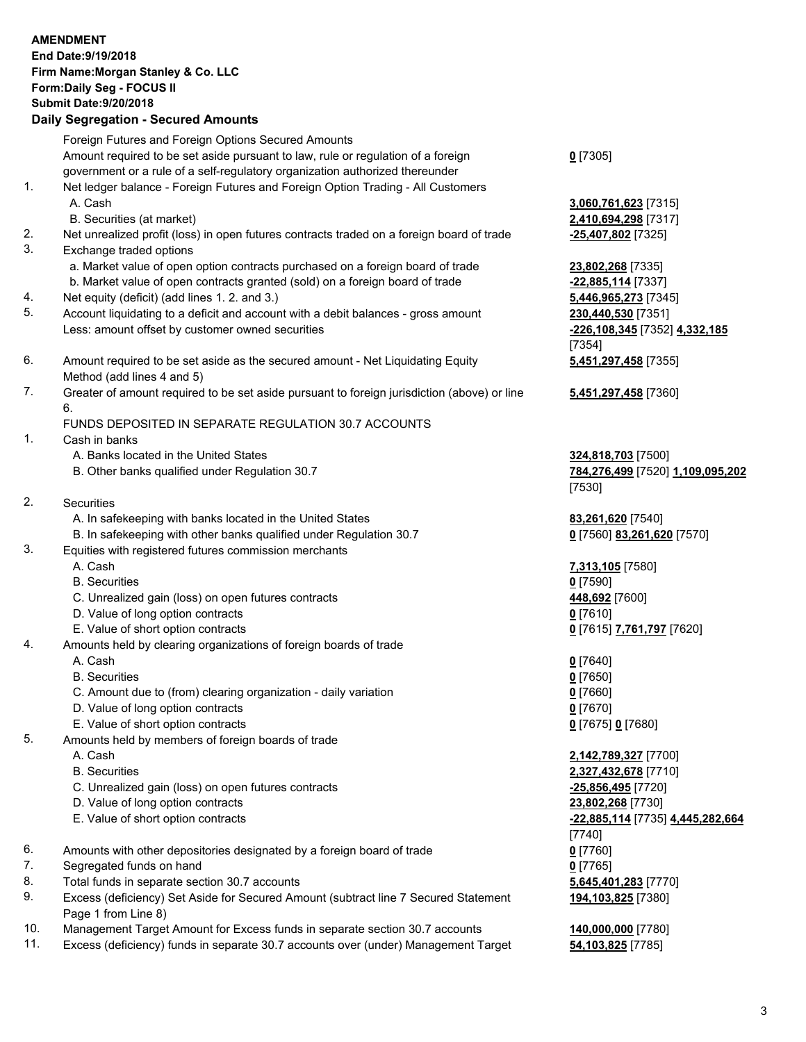**AMENDMENT**
**End Date:9/19/2018**
**Firm Name:Morgan Stanley & Co. LLC**
**Form:Daily Seg - FOCUS II**
**Submit Date:9/20/2018**

**Daily Segregation - Secured Amounts**

| | | |
|---|---|---|
| | Foreign Futures and Foreign Options Secured Amounts | |
| | Amount required to be set aside pursuant to law, rule or regulation of a foreign government or a rule of a self-regulatory organization authorized thereunder | **0** [7305] |
| 1. | Net ledger balance - Foreign Futures and Foreign Option Trading - All Customers | |
| | A. Cash | **3,060,761,623** [7315] |
| | B. Securities (at market) | **2,410,694,298** [7317] |
| 2. | Net unrealized profit (loss) in open futures contracts traded on a foreign board of trade | **-25,407,802** [7325] |
| 3. | Exchange traded options | |
| | a. Market value of open option contracts purchased on a foreign board of trade | **23,802,268** [7335] |
| | b. Market value of open contracts granted (sold) on a foreign board of trade | **-22,885,114** [7337] |
| 4. | Net equity (deficit) (add lines 1. 2. and 3.) | **5,446,965,273** [7345] |
| 5. | Account liquidating to a deficit and account with a debit balances - gross amount | **230,440,530** [7351] |
| | Less: amount offset by customer owned securities | **-226,108,345** [7352] **4,332,185** [7354] |
| 6. | Amount required to be set aside as the secured amount - Net Liquidating Equity Method (add lines 4 and 5) | **5,451,297,458** [7355] |
| 7. | Greater of amount required to be set aside pursuant to foreign jurisdiction (above) or line 6. | **5,451,297,458** [7360] |
| | FUNDS DEPOSITED IN SEPARATE REGULATION 30.7 ACCOUNTS | |
| 1. | Cash in banks | |
| | A. Banks located in the United States | **324,818,703** [7500] |
| | B. Other banks qualified under Regulation 30.7 | **784,276,499** [7520] **1,109,095,202** [7530] |
| 2. | Securities | |
| | A. In safekeeping with banks located in the United States | **83,261,620** [7540] |
| | B. In safekeeping with other banks qualified under Regulation 30.7 | **0** [7560] **83,261,620** [7570] |
| 3. | Equities with registered futures commission merchants | |
| | A. Cash | **7,313,105** [7580] |
| | B. Securities | **0** [7590] |
| | C. Unrealized gain (loss) on open futures contracts | **448,692** [7600] |
| | D. Value of long option contracts | **0** [7610] |
| | E. Value of short option contracts | **0** [7615] **7,761,797** [7620] |
| 4. | Amounts held by clearing organizations of foreign boards of trade | |
| | A. Cash | **0** [7640] |
| | B. Securities | **0** [7650] |
| | C. Amount due to (from) clearing organization - daily variation | **0** [7660] |
| | D. Value of long option contracts | **0** [7670] |
| | E. Value of short option contracts | **0** [7675] **0** [7680] |
| 5. | Amounts held by members of foreign boards of trade | |
| | A. Cash | **2,142,789,327** [7700] |
| | B. Securities | **2,327,432,678** [7710] |
| | C. Unrealized gain (loss) on open futures contracts | **-25,856,495** [7720] |
| | D. Value of long option contracts | **23,802,268** [7730] |
| | E. Value of short option contracts | **-22,885,114** [7735] **4,445,282,664** [7740] |
| 6. | Amounts with other depositories designated by a foreign board of trade | **0** [7760] |
| 7. | Segregated funds on hand | **0** [7765] |
| 8. | Total funds in separate section 30.7 accounts | **5,645,401,283** [7770] |
| 9. | Excess (deficiency) Set Aside for Secured Amount (subtract line 7 Secured Statement Page 1 from Line 8) | **194,103,825** [7380] |
| 10. | Management Target Amount for Excess funds in separate section 30.7 accounts | **140,000,000** [7780] |
| 11. | Excess (deficiency) funds in separate 30.7 accounts over (under) Management Target | **54,103,825** [7785] |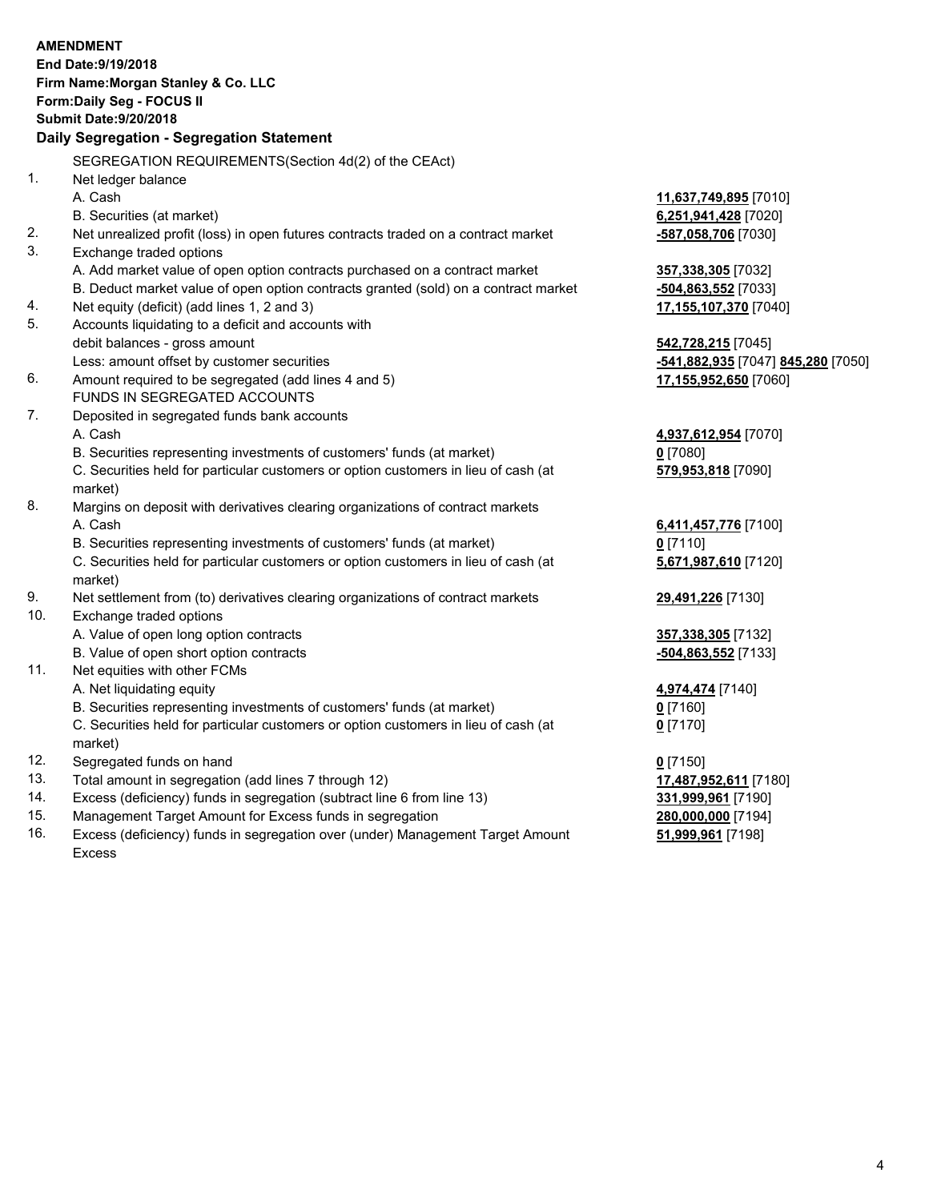**AMENDMENT**
**End Date:9/19/2018**
**Firm Name:Morgan Stanley & Co. LLC**
**Form:Daily Seg - FOCUS II**
**Submit Date:9/20/2018**

## Daily Segregation - Segregation Statement

SEGREGATION REQUIREMENTS(Section 4d(2) of the CEAct)

| | | |
|---|---|---|
| 1. | Net ledger balance | |
| | A. Cash | **11,637,749,895** [7010] |
| | B. Securities (at market) | **6,251,941,428** [7020] |
| 2. | Net unrealized profit (loss) in open futures contracts traded on a contract market | **-587,058,706** [7030] |
| 3. | Exchange traded options | |
| | A. Add market value of open option contracts purchased on a contract market | **357,338,305** [7032] |
| | B. Deduct market value of open option contracts granted (sold) on a contract market | **-504,863,552** [7033] |
| 4. | Net equity (deficit) (add lines 1, 2 and 3) | **17,155,107,370** [7040] |
| 5. | Accounts liquidating to a deficit and accounts with debit balances - gross amount | **542,728,215** [7045] |
| | Less: amount offset by customer securities | **-541,882,935** [7047] **845,280** [7050] |
| 6. | Amount required to be segregated (add lines 4 and 5) | **17,155,952,650** [7060] |
| | FUNDS IN SEGREGATED ACCOUNTS | |
| 7. | Deposited in segregated funds bank accounts | |
| | A. Cash | **4,937,612,954** [7070] |
| | B. Securities representing investments of customers' funds (at market) | **0** [7080] |
| | C. Securities held for particular customers or option customers in lieu of cash (at market) | **579,953,818** [7090] |
| 8. | Margins on deposit with derivatives clearing organizations of contract markets | |
| | A. Cash | **6,411,457,776** [7100] |
| | B. Securities representing investments of customers' funds (at market) | **0** [7110] |
| | C. Securities held for particular customers or option customers in lieu of cash (at market) | **5,671,987,610** [7120] |
| 9. | Net settlement from (to) derivatives clearing organizations of contract markets | **29,491,226** [7130] |
| 10. | Exchange traded options | |
| | A. Value of open long option contracts | **357,338,305** [7132] |
| | B. Value of open short option contracts | **-504,863,552** [7133] |
| 11. | Net equities with other FCMs | |
| | A. Net liquidating equity | **4,974,474** [7140] |
| | B. Securities representing investments of customers' funds (at market) | **0** [7160] |
| | C. Securities held for particular customers or option customers in lieu of cash (at market) | **0** [7170] |
| 12. | Segregated funds on hand | **0** [7150] |
| 13. | Total amount in segregation (add lines 7 through 12) | **17,487,952,611** [7180] |
| 14. | Excess (deficiency) funds in segregation (subtract line 6 from line 13) | **331,999,961** [7190] |
| 15. | Management Target Amount for Excess funds in segregation | **280,000,000** [7194] |
| 16. | Excess (deficiency) funds in segregation over (under) Management Target Amount Excess | **51,999,961** [7198] |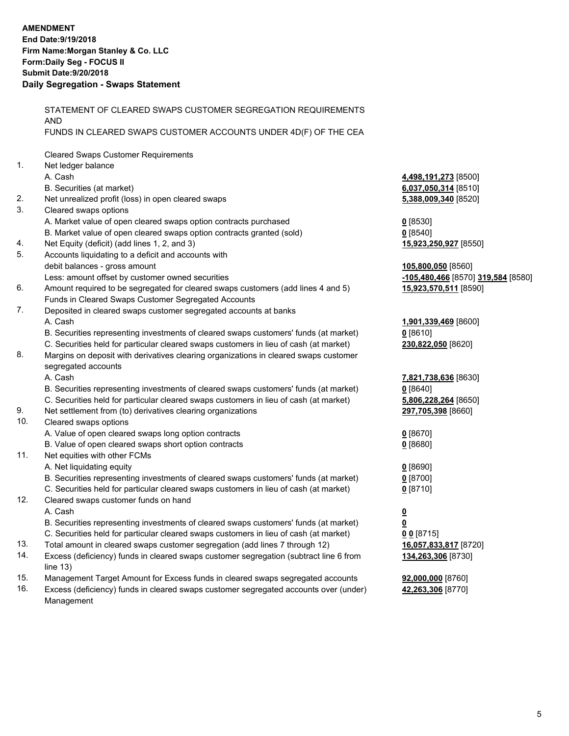**AMENDMENT**
**End Date:9/19/2018**
**Firm Name:Morgan Stanley & Co. LLC**
**Form:Daily Seg - FOCUS II**
**Submit Date:9/20/2018**
**Daily Segregation - Swaps Statement**

STATEMENT OF CLEARED SWAPS CUSTOMER SEGREGATION REQUIREMENTS AND FUNDS IN CLEARED SWAPS CUSTOMER ACCOUNTS UNDER 4D(F) OF THE CEA

| | | |
|---|---|---|
| | Cleared Swaps Customer Requirements | |
| 1. | Net ledger balance | |
| | A. Cash | **4,498,191,273** [8500] |
| | B. Securities (at market) | **6,037,050,314** [8510] |
| 2. | Net unrealized profit (loss) in open cleared swaps | **5,388,009,340** [8520] |
| 3. | Cleared swaps options | |
| | A. Market value of open cleared swaps option contracts purchased | **0** [8530] |
| | B. Market value of open cleared swaps option contracts granted (sold) | **0** [8540] |
| 4. | Net Equity (deficit) (add lines 1, 2, and 3) | **15,923,250,927** [8550] |
| 5. | Accounts liquidating to a deficit and accounts with debit balances - gross amount | **105,800,050** [8560] |
| | Less: amount offset by customer owned securities | **-105,480,466** [8570] **319,584** [8580] |
| 6. | Amount required to be segregated for cleared swaps customers (add lines 4 and 5) | **15,923,570,511** [8590] |
| | Funds in Cleared Swaps Customer Segregated Accounts | |
| 7. | Deposited in cleared swaps customer segregated accounts at banks | |
| | A. Cash | **1,901,339,469** [8600] |
| | B. Securities representing investments of cleared swaps customers' funds (at market) | **0** [8610] |
| | C. Securities held for particular cleared swaps customers in lieu of cash (at market) | **230,822,050** [8620] |
| 8. | Margins on deposit with derivatives clearing organizations in cleared swaps customer segregated accounts | |
| | A. Cash | **7,821,738,636** [8630] |
| | B. Securities representing investments of cleared swaps customers' funds (at market) | **0** [8640] |
| | C. Securities held for particular cleared swaps customers in lieu of cash (at market) | **5,806,228,264** [8650] |
| 9. | Net settlement from (to) derivatives clearing organizations | **297,705,398** [8660] |
| 10. | Cleared swaps options | |
| | A. Value of open cleared swaps long option contracts | **0** [8670] |
| | B. Value of open cleared swaps short option contracts | **0** [8680] |
| 11. | Net equities with other FCMs | |
| | A. Net liquidating equity | **0** [8690] |
| | B. Securities representing investments of cleared swaps customers' funds (at market) | **0** [8700] |
| | C. Securities held for particular cleared swaps customers in lieu of cash (at market) | **0** [8710] |
| 12. | Cleared swaps customer funds on hand | |
| | A. Cash | **0** |
| | B. Securities representing investments of cleared swaps customers' funds (at market) | **0** |
| | C. Securities held for particular cleared swaps customers in lieu of cash (at market) | **0** **0** [8715] |
| 13. | Total amount in cleared swaps customer segregation (add lines 7 through 12) | **16,057,833,817** [8720] |
| 14. | Excess (deficiency) funds in cleared swaps customer segregation (subtract line 6 from line 13) | **134,263,306** [8730] |
| 15. | Management Target Amount for Excess funds in cleared swaps segregated accounts | **92,000,000** [8760] |
| 16. | Excess (deficiency) funds in cleared swaps customer segregated accounts over (under) Management | **42,263,306** [8770] |